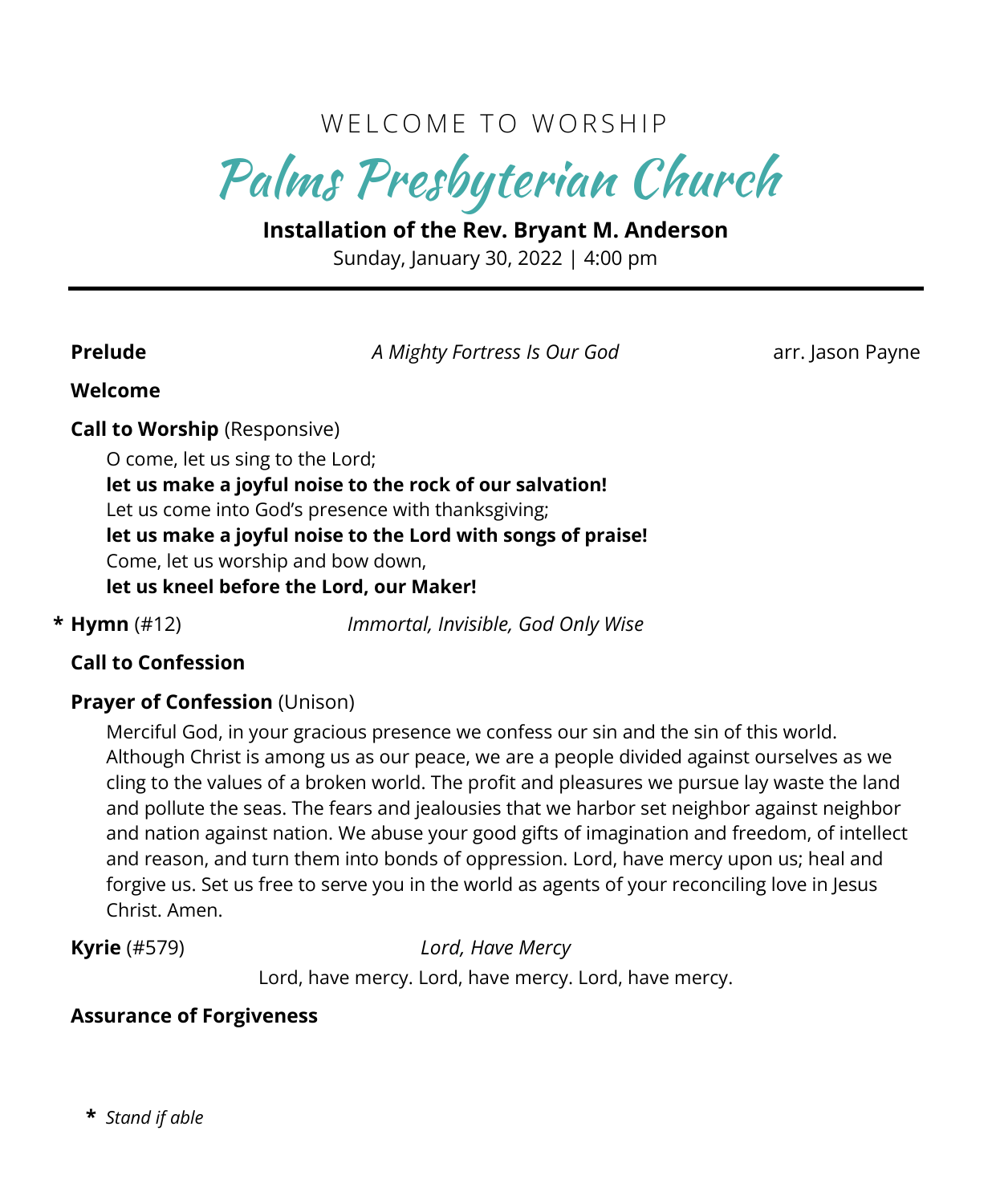WELCOME TO WORSHIP

# Palms Presbyterian Church

**Installation of the Rev. Bryant M. Anderson**

Sunday, January 30, 2022 | 4:00 pm

---

**Prelude** *A Mighty Fortress Is Our God* arr. Jason Payne

**Welcome**

**Call to Worship** (Responsive)

O come, let us sing to the Lord;
**let us make a joyful noise to the rock of our salvation!**
Let us come into God's presence with thanksgiving;
**let us make a joyful noise to the Lord with songs of praise!**
Come, let us worship and bow down,
**let us kneel before the Lord, our Maker!**

\* **Hymn** (#12) *Immortal, Invisible, God Only Wise*

**Call to Confession**

**Prayer of Confession** (Unison)

Merciful God, in your gracious presence we confess our sin and the sin of this world. Although Christ is among us as our peace, we are a people divided against ourselves as we cling to the values of a broken world. The profit and pleasures we pursue lay waste the land and pollute the seas. The fears and jealousies that we harbor set neighbor against neighbor and nation against nation. We abuse your good gifts of imagination and freedom, of intellect and reason, and turn them into bonds of oppression. Lord, have mercy upon us; heal and forgive us. Set us free to serve you in the world as agents of your reconciling love in Jesus Christ. Amen.

**Kyrie** (#579) *Lord, Have Mercy*

Lord, have mercy. Lord, have mercy. Lord, have mercy.

**Assurance of Forgiveness**

\* *Stand if able*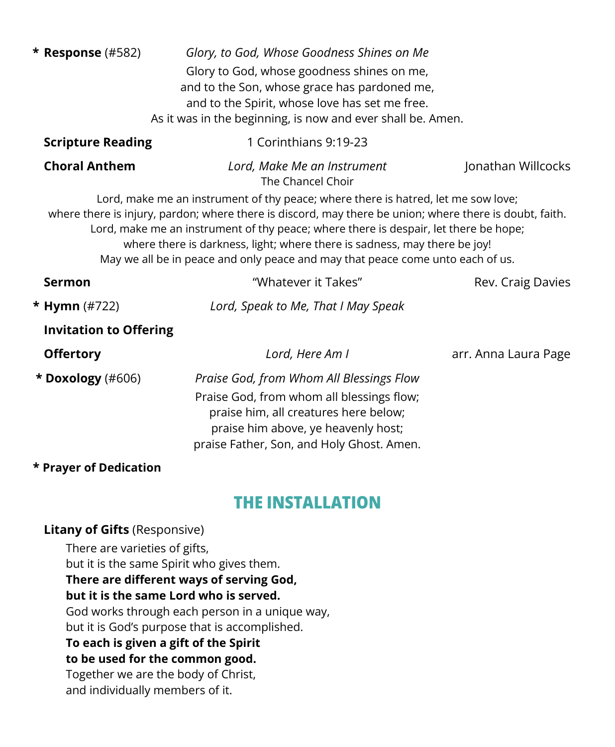**\* Response** (#582) *Glory, to God, Whose Goodness Shines on Me*

Glory to God, whose goodness shines on me,
and to the Son, whose grace has pardoned me,
and to the Spirit, whose love has set me free.
As it was in the beginning, is now and ever shall be. Amen.

**Scripture Reading** 1 Corinthians 9:19-23

**Choral Anthem** *Lord, Make Me an Instrument* Jonathan Willcocks
The Chancel Choir

Lord, make me an instrument of thy peace; where there is hatred, let me sow love;
where there is injury, pardon; where there is discord, may there be union; where there is doubt, faith.
Lord, make me an instrument of thy peace; where there is despair, let there be hope;
where there is darkness, light; where there is sadness, may there be joy!
May we all be in peace and only peace and may that peace come unto each of us.

**Sermon** "Whatever it Takes" Rev. Craig Davies

**\* Hymn** (#722) *Lord, Speak to Me, That I May Speak*

**Invitation to Offering**

**Offertory** *Lord, Here Am I* arr. Anna Laura Page

**\* Doxology** (#606) *Praise God, from Whom All Blessings Flow*

Praise God, from whom all blessings flow;
praise him, all creatures here below;
praise him above, ye heavenly host;
praise Father, Son, and Holy Ghost. Amen.

**\* Prayer of Dedication**

## THE INSTALLATION

**Litany of Gifts** (Responsive)

There are varieties of gifts,
but it is the same Spirit who gives them.
**There are different ways of serving God,**
**but it is the same Lord who is served.**
God works through each person in a unique way,
but it is God's purpose that is accomplished.
**To each is given a gift of the Spirit**
**to be used for the common good.**
Together we are the body of Christ,
and individually members of it.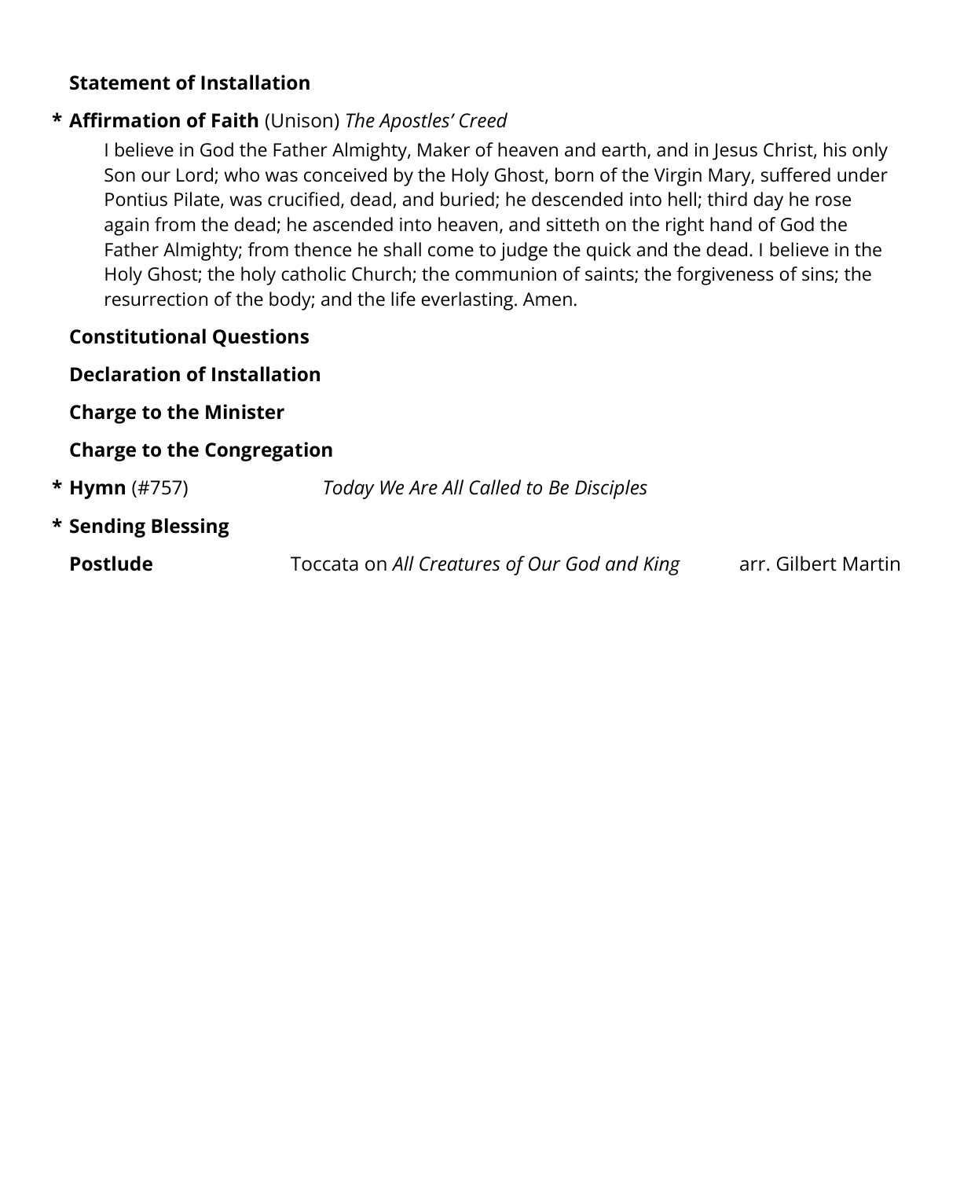**Statement of Installation**

\* **Affirmation of Faith** (Unison) *The Apostles' Creed*

I believe in God the Father Almighty, Maker of heaven and earth, and in Jesus Christ, his only Son our Lord; who was conceived by the Holy Ghost, born of the Virgin Mary, suffered under Pontius Pilate, was crucified, dead, and buried; he descended into hell; third day he rose again from the dead; he ascended into heaven, and sitteth on the right hand of God the Father Almighty; from thence he shall come to judge the quick and the dead. I believe in the Holy Ghost; the holy catholic Church; the communion of saints; the forgiveness of sins; the resurrection of the body; and the life everlasting. Amen.

**Constitutional Questions**

**Declaration of Installation**

**Charge to the Minister**

**Charge to the Congregation**

\* **Hymn** (#757) *Today We Are All Called to Be Disciples*

\* **Sending Blessing**

**Postlude** Toccata on *All Creatures of Our God and King* arr. Gilbert Martin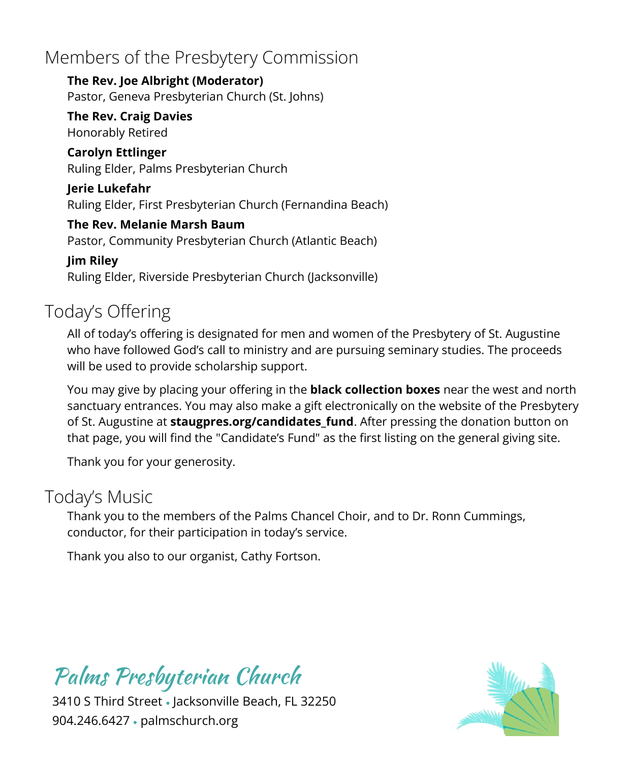## Members of the Presbytery Commission

**The Rev. Joe Albright (Moderator)**
Pastor, Geneva Presbyterian Church (St. Johns)

**The Rev. Craig Davies**
Honorably Retired

**Carolyn Ettlinger**
Ruling Elder, Palms Presbyterian Church

**Jerie Lukefahr**
Ruling Elder, First Presbyterian Church (Fernandina Beach)

**The Rev. Melanie Marsh Baum**
Pastor, Community Presbyterian Church (Atlantic Beach)

**Jim Riley**
Ruling Elder, Riverside Presbyterian Church (Jacksonville)

## Today's Offering

All of today's offering is designated for men and women of the Presbytery of St. Augustine who have followed God's call to ministry and are pursuing seminary studies. The proceeds will be used to provide scholarship support.

You may give by placing your offering in the **black collection boxes** near the west and north sanctuary entrances. You may also make a gift electronically on the website of the Presbytery of St. Augustine at **staugpres.org/candidates_fund**. After pressing the donation button on that page, you will find the "Candidate's Fund" as the first listing on the general giving site.

Thank you for your generosity.

## Today's Music

Thank you to the members of the Palms Chancel Choir, and to Dr. Ronn Cummings, conductor, for their participation in today's service.

Thank you also to our organist, Cathy Fortson.

*Palms Presbyterian Church*

3410 S Third Street • Jacksonville Beach, FL 32250
904.246.6427 • palmschurch.org